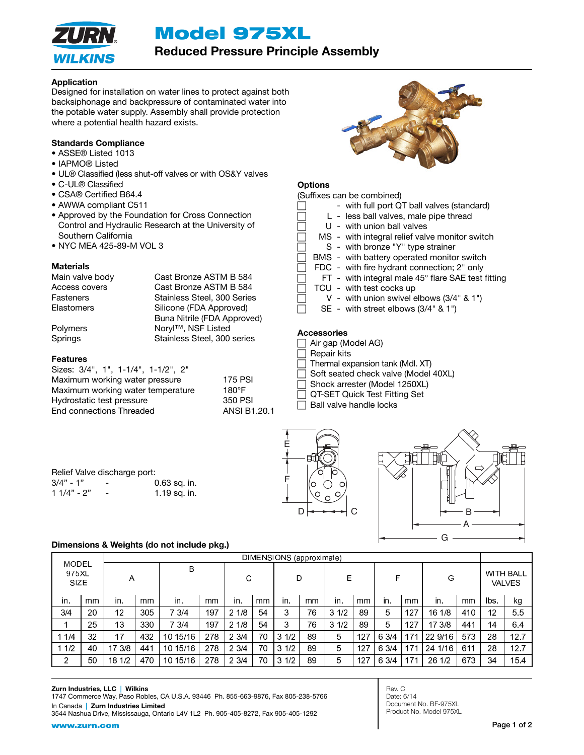# Model 975XL

## Reduced Pressure Principle Assembly

### Application

Designed for installation on water lines to protect against both backsiphonage and backpressure of contaminated water into the potable water supply. Assembly shall provide protection where a potential health hazard exists.

### Standards Compliance

- ASSE® Listed 1013
- IAPMO® Listed
- UL® Classified (less shut-off valves or with OS&Y valves
- C-UL® Classified
- CSA® Certified B64.4
- AWWA compliant C511
- Approved by the Foundation for Cross Connection Control and Hydraulic Research at the University of Southern California
- NYC MEA 425-89-M VOL 3

### Materials

| | |
|---|---|
| Main valve body | Cast Bronze ASTM B 584 |
| Access covers | Cast Bronze ASTM B 584 |
| Fasteners | Stainless Steel, 300 Series |
| Elastomers | Silicone (FDA Approved) |
| | Buna Nitrile (FDA Approved) |
| Polymers | Noryl™, NSF Listed |
| Springs | Stainless Steel, 300 series |

### Features

Sizes: 3/4", 1", 1-1/4", 1-1/2", 2"

| | |
|---|---|
| Maximum working water pressure | 175 PSI |
| Maximum working water temperature | 180°F |
| Hydrostatic test pressure | 350 PSI |
| End connections Threaded | ANSI B1.20.1 |

Relief Valve discharge port:

| | | |
|---|---|---|
| 3/4" - 1" | - | 0.63 sq. in. |
| 1 1/4" - 2" | - | 1.19 sq. in. |

### Options

(Suffixes can be combined)

- ☐ - with full port QT ball valves (standard)
- ☐ L - less ball valves, male pipe thread
- ☐ U - with union ball valves
- ☐ MS - with integral relief valve monitor switch
- ☐ S - with bronze "Y" type strainer
- ☐ BMS - with battery operated monitor switch
- ☐ FDC - with fire hydrant connection; 2" only
- ☐ FT - with integral male 45° flare SAE test fitting
- ☐ TCU - with test cocks up
- ☐ V - with union swivel elbows (3/4" & 1")
- ☐ SE - with street elbows (3/4" & 1")

### Accessories

- ☐ Air gap (Model AG)
- ☐ Repair kits
- ☐ Thermal expansion tank (Mdl. XT)
- ☐ Soft seated check valve (Model 40XL)
- ☐ Shock arrester (Model 1250XL)
- ☐ QT-SET Quick Test Fitting Set
- ☐ Ball valve handle locks

### Dimensions & Weights (do not include pkg.)

| MODEL 975XL SIZE | | DIMENSIONS (approximate) | | | | | | | | | | | | | | WITH BALL VALVES | |
|---|---|---|---|---|---|---|---|---|---|---|---|---|---|---|---|---|---|
| | | A | | B | | C | | D | | E | | F | | G | | | |
| in. | mm | in. | mm | in. | mm | in. | mm | in. | mm | in. | mm | in. | mm | in. | mm | lbs. | kg |
| 3/4 | 20 | 12 | 305 | 7 3/4 | 197 | 2 1/8 | 54 | 3 | 76 | 3 1/2 | 89 | 5 | 127 | 16 1/8 | 410 | 12 | 5.5 |
| 1 | 25 | 13 | 330 | 7 3/4 | 197 | 2 1/8 | 54 | 3 | 76 | 3 1/2 | 89 | 5 | 127 | 17 3/8 | 441 | 14 | 6.4 |
| 1 1/4 | 32 | 17 | 432 | 10 15/16 | 278 | 2 3/4 | 70 | 3 1/2 | 89 | 5 | 127 | 6 3/4 | 171 | 22 9/16 | 573 | 28 | 12.7 |
| 1 1/2 | 40 | 17 3/8 | 441 | 10 15/16 | 278 | 2 3/4 | 70 | 3 1/2 | 89 | 5 | 127 | 6 3/4 | 171 | 24 1/16 | 611 | 28 | 12.7 |
| 2 | 50 | 18 1/2 | 470 | 10 15/16 | 278 | 2 3/4 | 70 | 3 1/2 | 89 | 5 | 127 | 6 3/4 | 171 | 26 1/2 | 673 | 34 | 15.4 |

**Zurn Industries, LLC | Wilkins**
1747 Commerce Way, Paso Robles, CA U.S.A. 93446 Ph. 855-663-9876, Fax 805-238-5766
In Canada | **Zurn Industries Limited**
3544 Nashua Drive, Mississauga, Ontario L4V 1L2 Ph. 905-405-8272, Fax 905-405-1292
www.zurn.com

Rev. C
Date: 6/14
Document No. BF-975XL
Product No. Model 975XL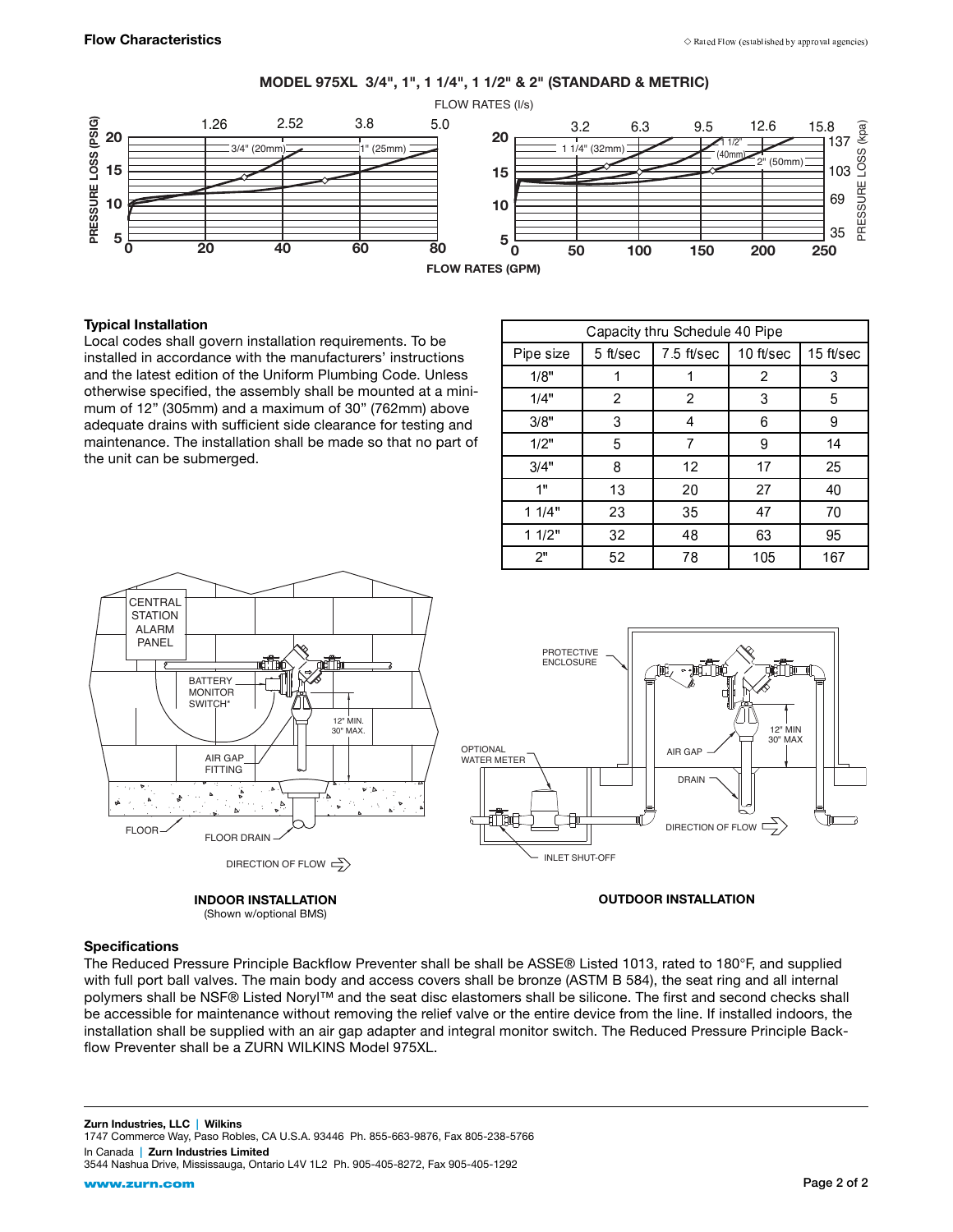## Flow Characteristics

◇ Rated Flow (established by approval agencies)

**MODEL 975XL 3/4", 1", 1 1/4", 1 1/2" & 2" (STANDARD & METRIC)**

FLOW RATES (l/s)

1.26 2.52 3.8 5.0

3.2 6.3 9.5 12.6 15.8

PRESSURE LOSS (PSIG)

20 15 10 5

3/4" (20mm)

1" (25mm)

1 1/4" (32mm)

1 1/2" (40mm)

2" (50mm)

0 20 40 60 80

0 50 100 150 200 250

137 103 69 35

PRESSURE LOSS (kpa)

**FLOW RATES (GPM)**

### Typical Installation

Local codes shall govern installation requirements. To be installed in accordance with the manufacturers' instructions and the latest edition of the Uniform Plumbing Code. Unless otherwise specified, the assembly shall be mounted at a minimum of 12" (305mm) and a maximum of 30" (762mm) above adequate drains with sufficient side clearance for testing and maintenance. The installation shall be made so that no part of the unit can be submerged.

| Capacity thru Schedule 40 Pipe | | | | |
|---|---|---|---|---|
| Pipe size | 5 ft/sec | 7.5 ft/sec | 10 ft/sec | 15 ft/sec |
| 1/8" | 1 | 1 | 2 | 3 |
| 1/4" | 2 | 2 | 3 | 5 |
| 3/8" | 3 | 4 | 6 | 9 |
| 1/2" | 5 | 7 | 9 | 14 |
| 3/4" | 8 | 12 | 17 | 25 |
| 1" | 13 | 20 | 27 | 40 |
| 1 1/4" | 23 | 35 | 47 | 70 |
| 1 1/2" | 32 | 48 | 63 | 95 |
| 2" | 52 | 78 | 105 | 167 |

CENTRAL STATION ALARM PANEL

BATTERY MONITOR SWITCH*

12" MIN. 30" MAX.

AIR GAP FITTING

FLOOR

FLOOR DRAIN

DIRECTION OF FLOW

**INDOOR INSTALLATION**
(Shown w/optional BMS)

PROTECTIVE ENCLOSURE

OPTIONAL WATER METER

AIR GAP

12" MIN 30" MAX

DRAIN

DIRECTION OF FLOW

INLET SHUT-OFF

**OUTDOOR INSTALLATION**

### Specifications

The Reduced Pressure Principle Backflow Preventer shall be shall be ASSE® Listed 1013, rated to 180°F, and supplied with full port ball valves. The main body and access covers shall be bronze (ASTM B 584), the seat ring and all internal polymers shall be NSF® Listed Noryl™ and the seat disc elastomers shall be silicone. The first and second checks shall be accessible for maintenance without removing the relief valve or the entire device from the line. If installed indoors, the installation shall be supplied with an air gap adapter and integral monitor switch. The Reduced Pressure Principle Backflow Preventer shall be a ZURN WILKINS Model 975XL.

**Zurn Industries, LLC** | **Wilkins**
1747 Commerce Way, Paso Robles, CA U.S.A. 93446 Ph. 855-663-9876, Fax 805-238-5766
In Canada | **Zurn Industries Limited**
3544 Nashua Drive, Mississauga, Ontario L4V 1L2 Ph. 905-405-8272, Fax 905-405-1292

**www.zurn.com**